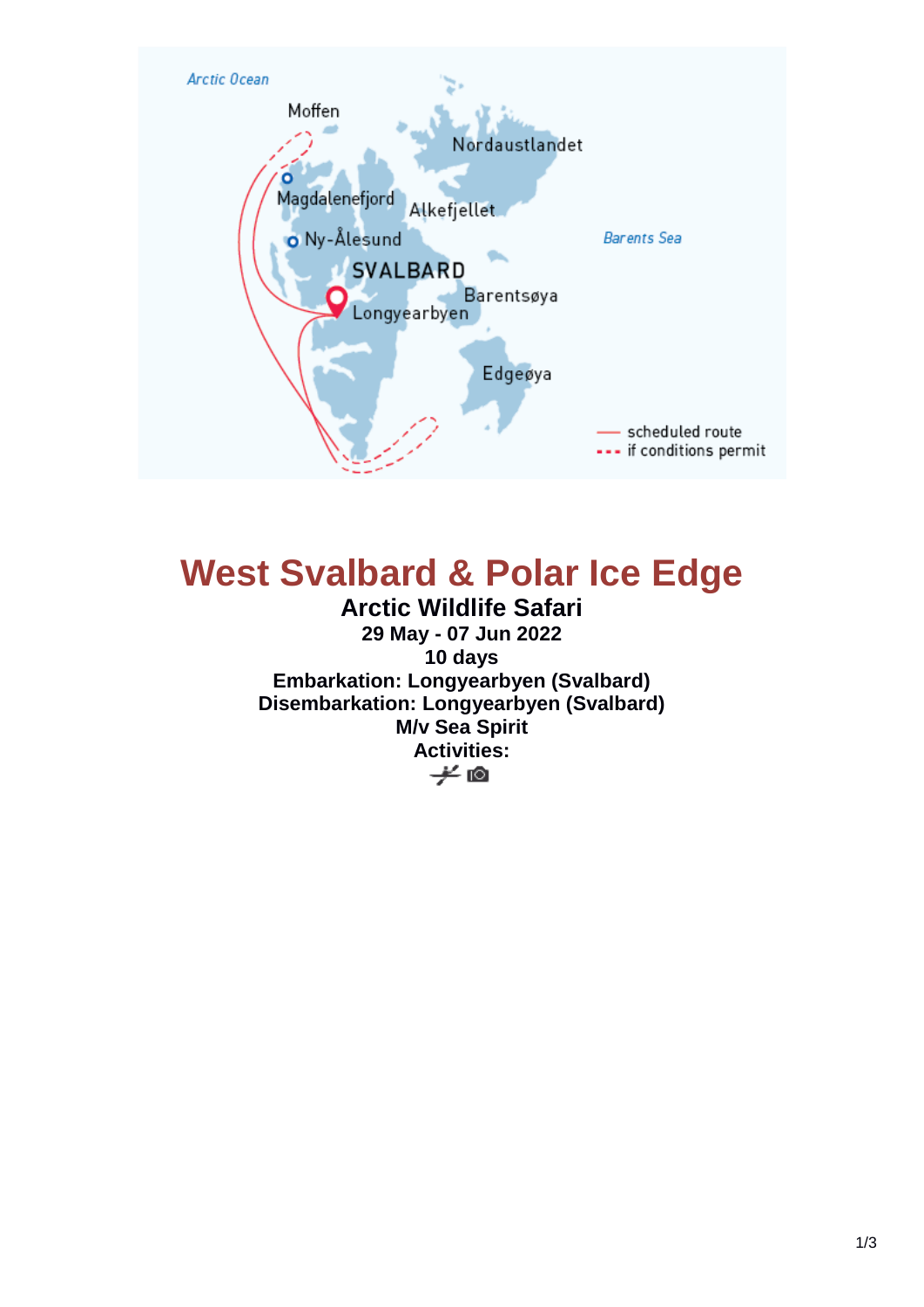# West Svalbard & Polar Ice Edge

**Arctic Wildlife Safari**

**29 May - 07 Jun 2022**

**10 days**

**Embarkation: Longyearbyen (Svalbard)**

**Disembarkation: Longyearbyen (Svalbard)**

**M/v Sea Spirit**

**Activities:**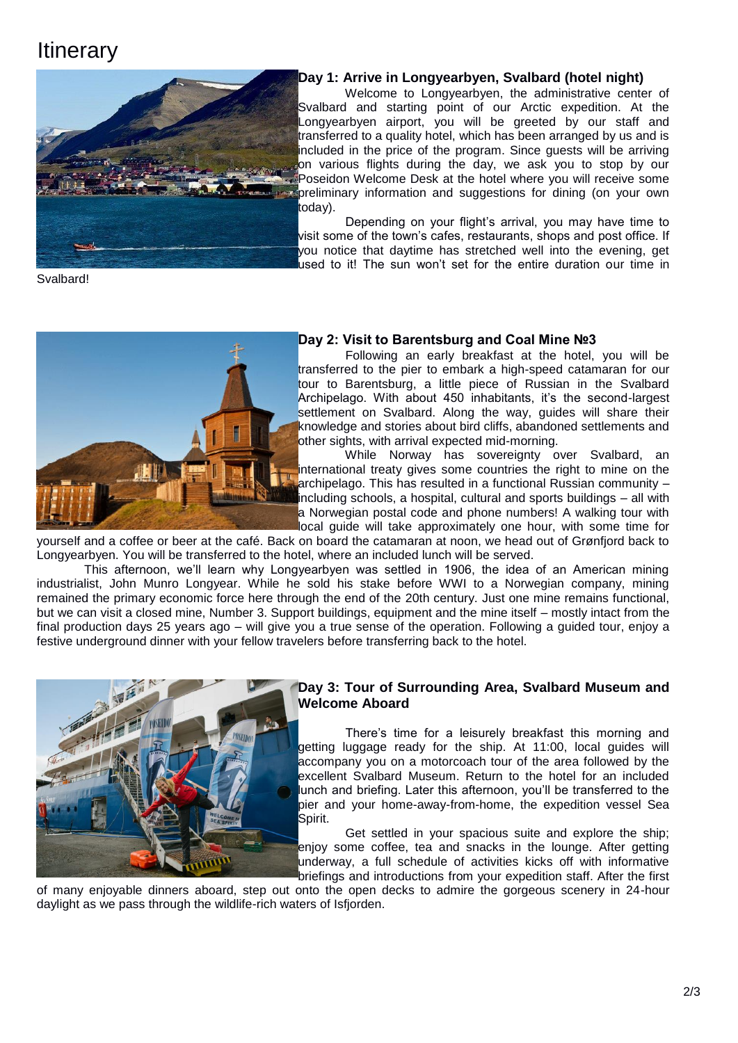# Itinerary

Svalbard!

### Day 1: Arrive in Longyearbyen, Svalbard (hotel night)

Welcome to Longyearbyen, the administrative center of Svalbard and starting point of our Arctic expedition. At the Longyearbyen airport, you will be greeted by our staff and transferred to a quality hotel, which has been arranged by us and is included in the price of the program. Since guests will be arriving on various flights during the day, we ask you to stop by our Poseidon Welcome Desk at the hotel where you will receive some preliminary information and suggestions for dining (on your own today).

Depending on your flight's arrival, you may have time to visit some of the town's cafes, restaurants, shops and post office. If you notice that daytime has stretched well into the evening, get used to it! The sun won't set for the entire duration our time in Svalbard!

### Day 2: Visit to Barentsburg and Coal Mine №3

Following an early breakfast at the hotel, you will be transferred to the pier to embark a high-speed catamaran for our tour to Barentsburg, a little piece of Russian in the Svalbard Archipelago. With about 450 inhabitants, it's the second-largest settlement on Svalbard. Along the way, guides will share their knowledge and stories about bird cliffs, abandoned settlements and other sights, with arrival expected mid-morning.

While Norway has sovereignty over Svalbard, an international treaty gives some countries the right to mine on the archipelago. This has resulted in a functional Russian community – including schools, a hospital, cultural and sports buildings – all with a Norwegian postal code and phone numbers! A walking tour with local guide will take approximately one hour, with some time for yourself and a coffee or beer at the café. Back on board the catamaran at noon, we head out of Grønfjord back to Longyearbyen. You will be transferred to the hotel, where an included lunch will be served.

This afternoon, we'll learn why Longyearbyen was settled in 1906, the idea of an American mining industrialist, John Munro Longyear. While he sold his stake before WWI to a Norwegian company, mining remained the primary economic force here through the end of the 20th century. Just one mine remains functional, but we can visit a closed mine, Number 3. Support buildings, equipment and the mine itself – mostly intact from the final production days 25 years ago – will give you a true sense of the operation. Following a guided tour, enjoy a festive underground dinner with your fellow travelers before transferring back to the hotel.

### Day 3: Tour of Surrounding Area, Svalbard Museum and Welcome Aboard

There's time for a leisurely breakfast this morning and getting luggage ready for the ship. At 11:00, local guides will accompany you on a motorcoach tour of the area followed by the excellent Svalbard Museum. Return to the hotel for an included lunch and briefing. Later this afternoon, you'll be transferred to the pier and your home-away-from-home, the expedition vessel Sea Spirit.

Get settled in your spacious suite and explore the ship; enjoy some coffee, tea and snacks in the lounge. After getting underway, a full schedule of activities kicks off with informative briefings and introductions from your expedition staff. After the first of many enjoyable dinners aboard, step out onto the open decks to admire the gorgeous scenery in 24-hour daylight as we pass through the wildlife-rich waters of Isfjorden.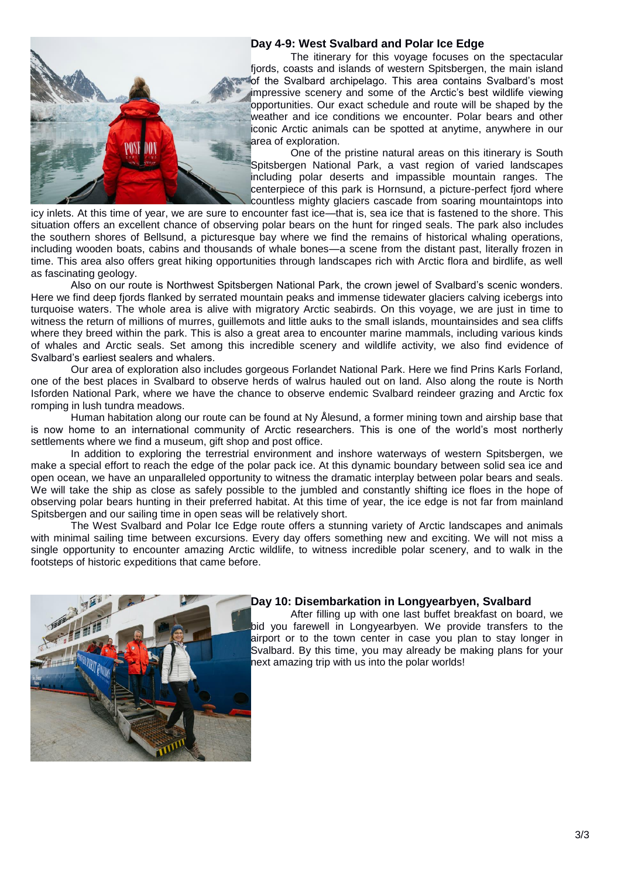## Day 4-9: West Svalbard and Polar Ice Edge

The itinerary for this voyage focuses on the spectacular fjords, coasts and islands of western Spitsbergen, the main island of the Svalbard archipelago. This area contains Svalbard's most impressive scenery and some of the Arctic's best wildlife viewing opportunities. Our exact schedule and route will be shaped by the weather and ice conditions we encounter. Polar bears and other iconic Arctic animals can be spotted at anytime, anywhere in our area of exploration.

One of the pristine natural areas on this itinerary is South Spitsbergen National Park, a vast region of varied landscapes including polar deserts and impassible mountain ranges. The centerpiece of this park is Hornsund, a picture-perfect fjord where countless mighty glaciers cascade from soaring mountaintops into icy inlets. At this time of year, we are sure to encounter fast ice—that is, sea ice that is fastened to the shore. This situation offers an excellent chance of observing polar bears on the hunt for ringed seals. The park also includes the southern shores of Bellsund, a picturesque bay where we find the remains of historical whaling operations, including wooden boats, cabins and thousands of whale bones—a scene from the distant past, literally frozen in time. This area also offers great hiking opportunities through landscapes rich with Arctic flora and birdlife, as well as fascinating geology.

Also on our route is Northwest Spitsbergen National Park, the crown jewel of Svalbard's scenic wonders. Here we find deep fjords flanked by serrated mountain peaks and immense tidewater glaciers calving icebergs into turquoise waters. The whole area is alive with migratory Arctic seabirds. On this voyage, we are just in time to witness the return of millions of murres, guillemots and little auks to the small islands, mountainsides and sea cliffs where they breed within the park. This is also a great area to encounter marine mammals, including various kinds of whales and Arctic seals. Set among this incredible scenery and wildlife activity, we also find evidence of Svalbard's earliest sealers and whalers.

Our area of exploration also includes gorgeous Forlandet National Park. Here we find Prins Karls Forland, one of the best places in Svalbard to observe herds of walrus hauled out on land. Also along the route is North Isforden National Park, where we have the chance to observe endemic Svalbard reindeer grazing and Arctic fox romping in lush tundra meadows.

Human habitation along our route can be found at Ny Ålesund, a former mining town and airship base that is now home to an international community of Arctic researchers. This is one of the world's most northerly settlements where we find a museum, gift shop and post office.

In addition to exploring the terrestrial environment and inshore waterways of western Spitsbergen, we make a special effort to reach the edge of the polar pack ice. At this dynamic boundary between solid sea ice and open ocean, we have an unparalleled opportunity to witness the dramatic interplay between polar bears and seals. We will take the ship as close as safely possible to the jumbled and constantly shifting ice floes in the hope of observing polar bears hunting in their preferred habitat. At this time of year, the ice edge is not far from mainland Spitsbergen and our sailing time in open seas will be relatively short.

The West Svalbard and Polar Ice Edge route offers a stunning variety of Arctic landscapes and animals with minimal sailing time between excursions. Every day offers something new and exciting. We will not miss a single opportunity to encounter amazing Arctic wildlife, to witness incredible polar scenery, and to walk in the footsteps of historic expeditions that came before.

## Day 10: Disembarkation in Longyearbyen, Svalbard

After filling up with one last buffet breakfast on board, we bid you farewell in Longyearbyen. We provide transfers to the airport or to the town center in case you plan to stay longer in Svalbard. By this time, you may already be making plans for your next amazing trip with us into the polar worlds!